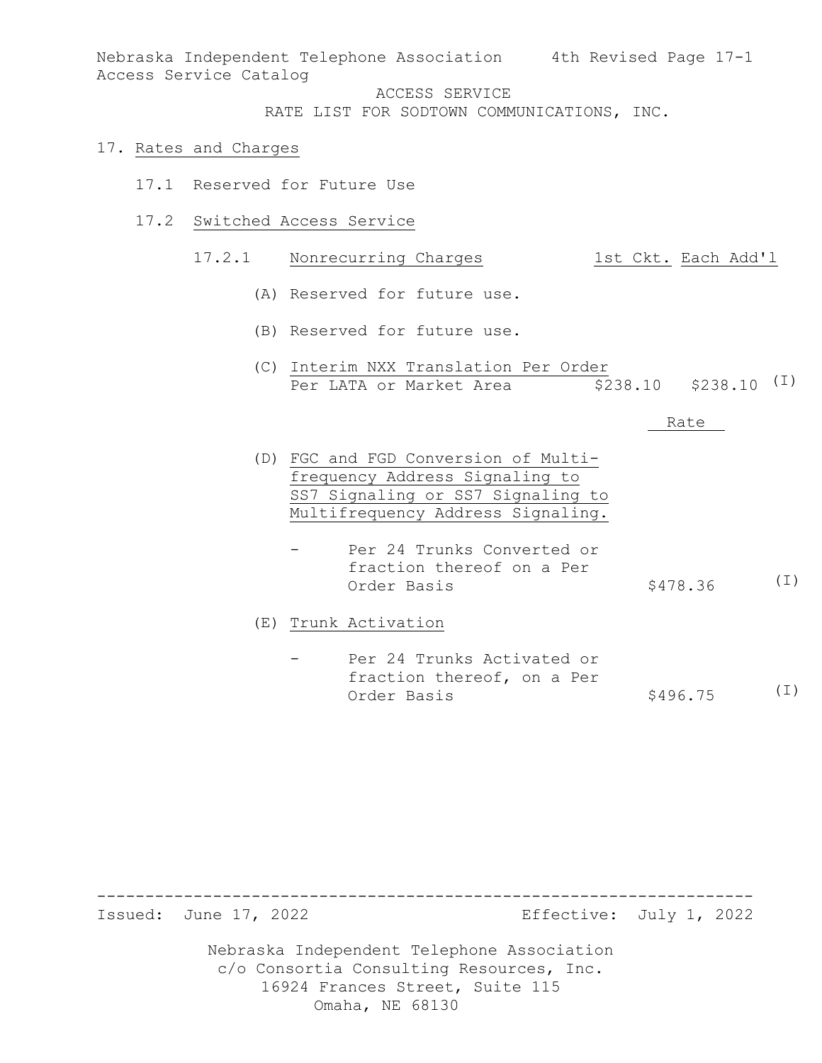Nebraska Independent Telephone Association 4th Revised Page 17-1
Access Service Catalog

ACCESS SERVICE
RATE LIST FOR SODTOWN COMMUNICATIONS, INC.

# 17. Rates and Charges

## 17.1 Reserved for Future Use

## 17.2 Switched Access Service

### 17.2.1 Nonrecurring Charges

| | 1st Ckt. | Each Add'l | |
|---|---|---|---|
| (A) Reserved for future use. | | | |
| (B) Reserved for future use. | | | |
| (C) Interim NXX Translation Per Order Per LATA or Market Area | $238.10 | $238.10 | (I) |

| | Rate | |
|---|---|---|
| (D) FGC and FGD Conversion of Multifrequency Address Signaling to SS7 Signaling or SS7 Signaling to Multifrequency Address Signaling. | | |
| - Per 24 Trunks Converted or fraction thereof on a Per Order Basis | $478.36 | (I) |
| (E) Trunk Activation | | |
| - Per 24 Trunks Activated or fraction thereof, on a Per Order Basis | $496.75 | (I) |

Issued: June 17, 2022 Effective: July 1, 2022

Nebraska Independent Telephone Association
c/o Consortia Consulting Resources, Inc.
16924 Frances Street, Suite 115
Omaha, NE 68130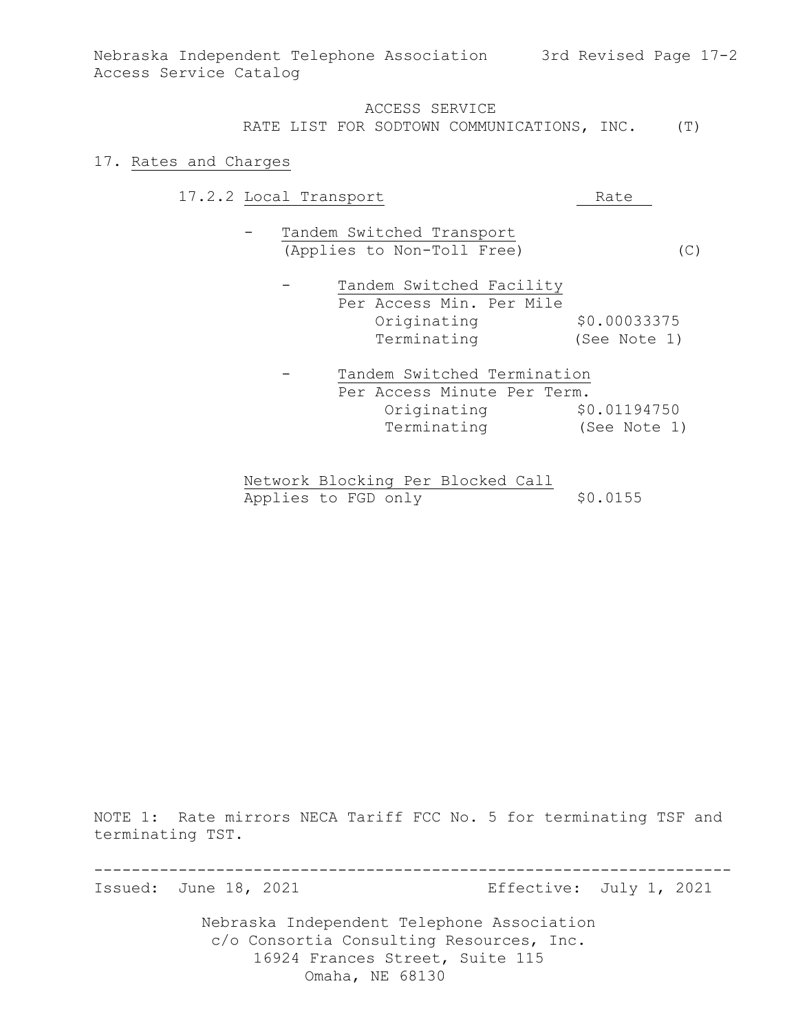ACCESS SERVICE

RATE LIST FOR SODTOWN COMMUNICATIONS, INC. (T)

## 17. Rates and Charges

### 17.2.2 Local Transport

| | Rate |
|---|---|
| - Tandem Switched Transport (Applies to Non-Toll Free) (C) | |
| - Tandem Switched Facility | |
| Per Access Min. Per Mile | |
| Originating | $0.00033375 |
| Terminating | (See Note 1) |
| - Tandem Switched Termination | |
| Per Access Minute Per Term. | |
| Originating | $0.01194750 |
| Terminating | (See Note 1) |

Network Blocking Per Blocked Call

Applies to FGD only $0.0155

NOTE 1: Rate mirrors NECA Tariff FCC No. 5 for terminating TSF and terminating TST.

Issued: June 18, 2021 Effective: July 1, 2021

Nebraska Independent Telephone Association
c/o Consortia Consulting Resources, Inc.
16924 Frances Street, Suite 115
Omaha, NE 68130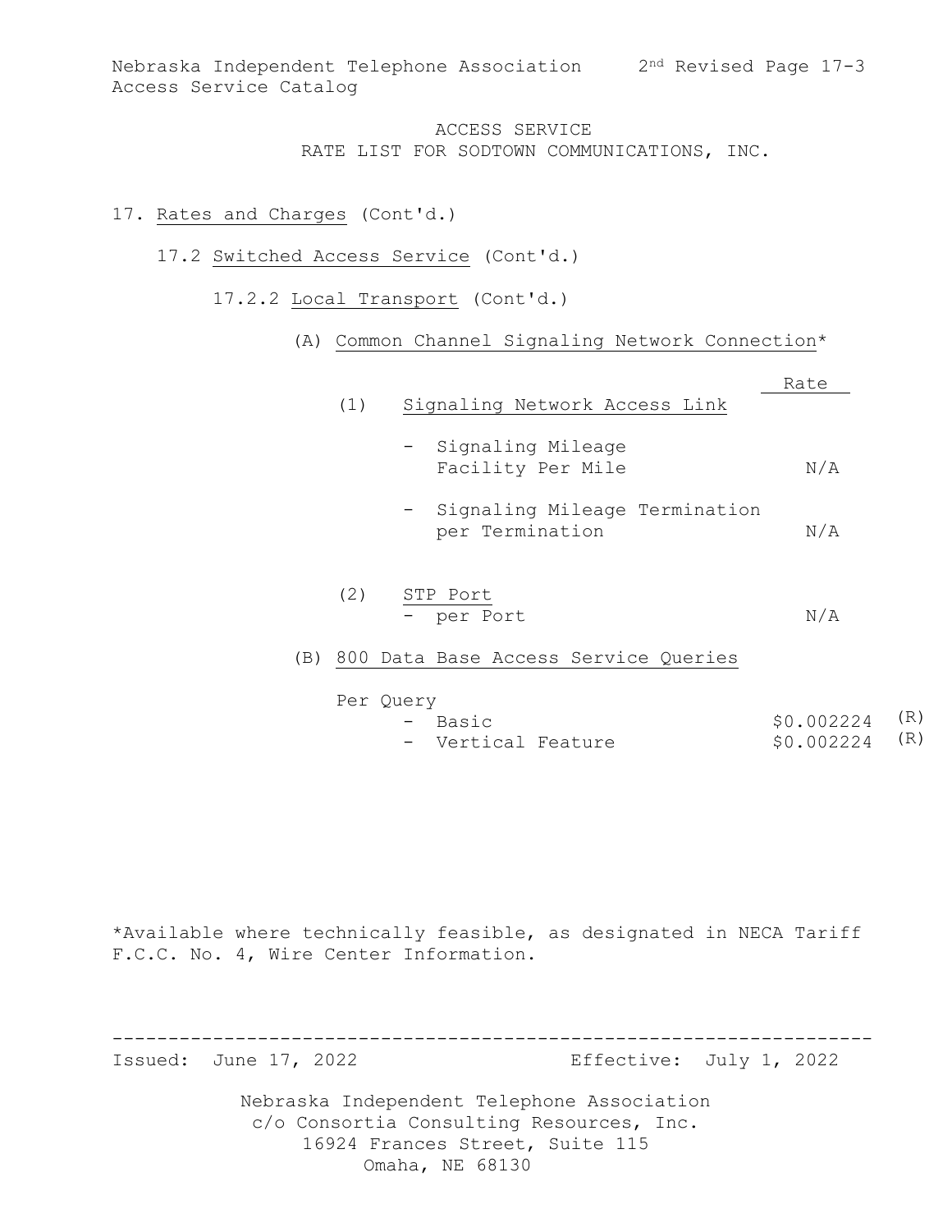ACCESS SERVICE
RATE LIST FOR SODTOWN COMMUNICATIONS, INC.

17. Rates and Charges (Cont'd.)

17.2 Switched Access Service (Cont'd.)

17.2.2 Local Transport (Cont'd.)

(A) Common Channel Signaling Network Connection*

| | Rate | |
|---|---|---|
| (1) Signaling Network Access Link | | |
| - Signaling Mileage Facility Per Mile | N/A | |
| - Signaling Mileage Termination per Termination | N/A | |
| (2) STP Port | | |
| - per Port | N/A | |

(B) 800 Data Base Access Service Queries

| | | |
|---|---|---|
| Per Query | | |
| - Basic | $0.002224 | (R) |
| - Vertical Feature | $0.002224 | (R) |

*Available where technically feasible, as designated in NECA Tariff F.C.C. No. 4, Wire Center Information.

Issued: June 17, 2022 Effective: July 1, 2022

Nebraska Independent Telephone Association
c/o Consortia Consulting Resources, Inc.
16924 Frances Street, Suite 115
Omaha, NE 68130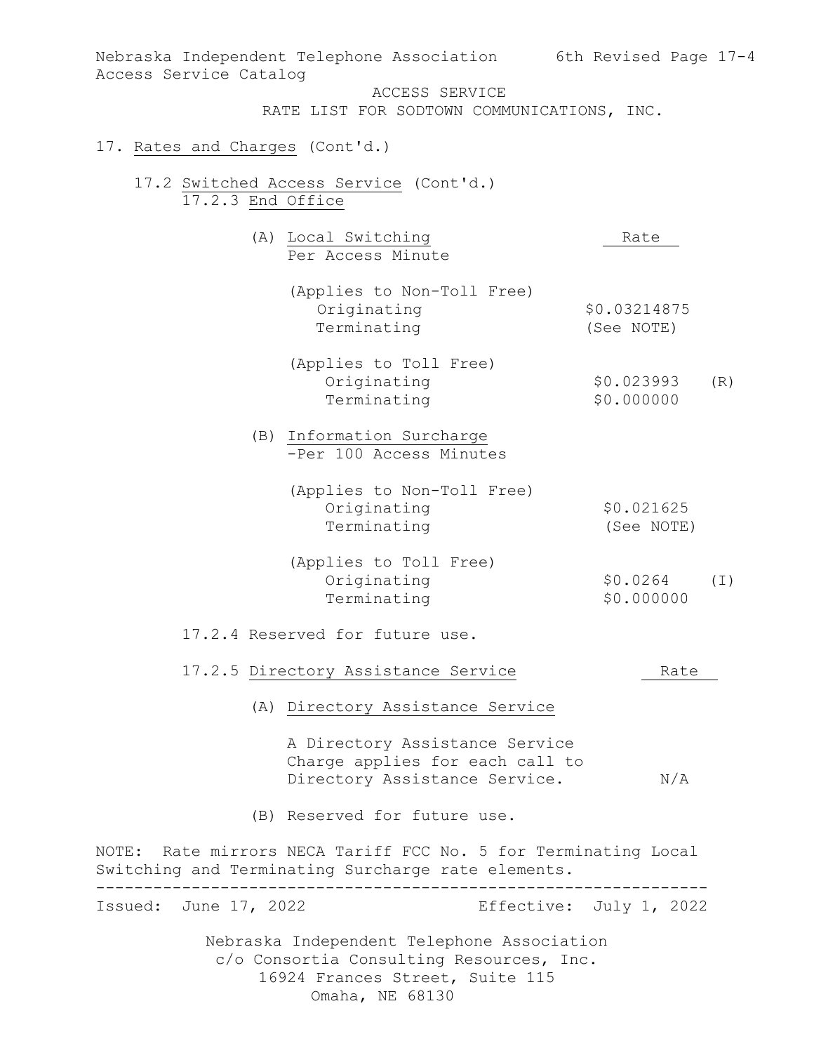ACCESS SERVICE
RATE LIST FOR SODTOWN COMMUNICATIONS, INC.

17. Rates and Charges (Cont'd.)

17.2 Switched Access Service (Cont'd.)

17.2.3 End Office

| | Rate | |
|---|---|---|
| (A) Local Switching | | |
| Per Access Minute | | |
| (Applies to Non-Toll Free) | | |
| Originating | $0.03214875 | |
| Terminating | (See NOTE) | |
| (Applies to Toll Free) | | |
| Originating | $0.023993 | (R) |
| Terminating | $0.000000 | |
| (B) Information Surcharge | | |
| -Per 100 Access Minutes | | |
| (Applies to Non-Toll Free) | | |
| Originating | $0.021625 | |
| Terminating | (See NOTE) | |
| (Applies to Toll Free) | | |
| Originating | $0.0264 | (I) |
| Terminating | $0.000000 | |

17.2.4 Reserved for future use.

17.2.5 Directory Assistance Service

| | Rate |
|---|---|
| (A) Directory Assistance Service | |
| A Directory Assistance Service Charge applies for each call to Directory Assistance Service. | N/A |
| (B) Reserved for future use. | |

NOTE: Rate mirrors NECA Tariff FCC No. 5 for Terminating Local Switching and Terminating Surcharge rate elements.

Issued: June 17, 2022 Effective: July 1, 2022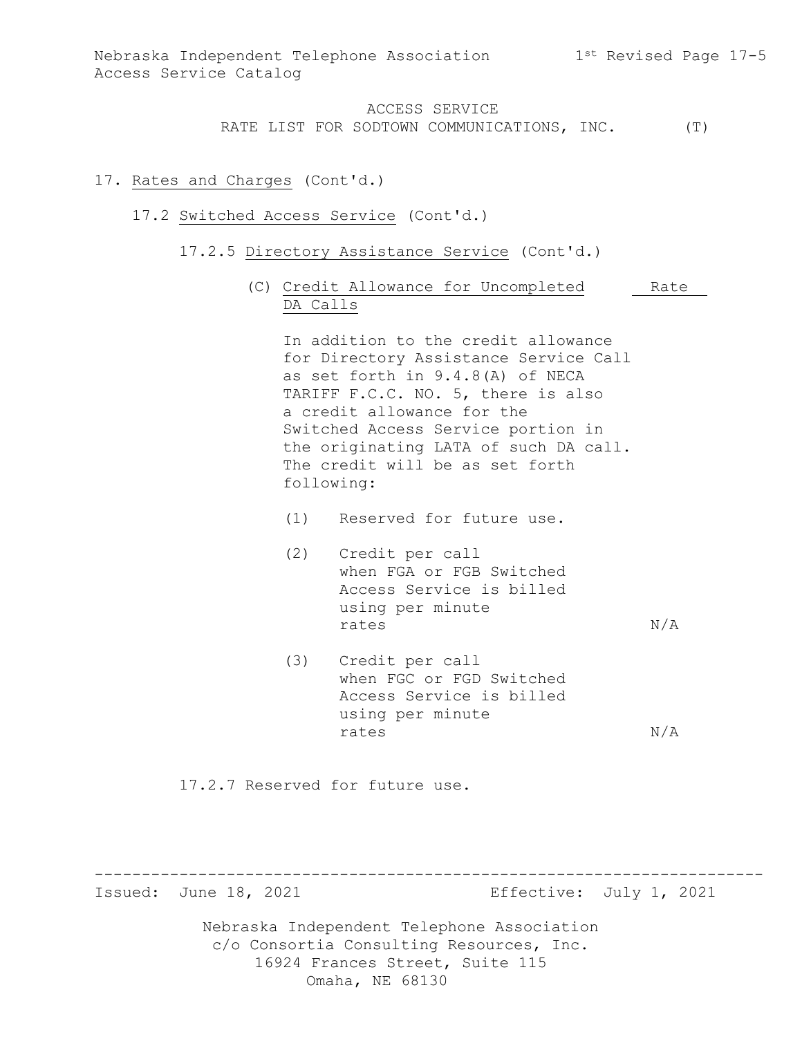ACCESS SERVICE

RATE LIST FOR SODTOWN COMMUNICATIONS, INC. (T)

17. Rates and Charges (Cont'd.)

17.2 Switched Access Service (Cont'd.)

17.2.5 Directory Assistance Service (Cont'd.)

(C) Credit Allowance for Uncompleted DA Calls — Rate

In addition to the credit allowance for Directory Assistance Service Call as set forth in 9.4.8(A) of NECA TARIFF F.C.C. NO. 5, there is also a credit allowance for the Switched Access Service portion in the originating LATA of such DA call. The credit will be as set forth following:

| | | Rate |
|---|---|---|
| (1) | Reserved for future use. | |
| (2) | Credit per call when FGA or FGB Switched Access Service is billed using per minute rates | N/A |
| (3) | Credit per call when FGC or FGD Switched Access Service is billed using per minute rates | N/A |

17.2.7 Reserved for future use.

Issued: June 18, 2021 Effective: July 1, 2021

Nebraska Independent Telephone Association
c/o Consortia Consulting Resources, Inc.
16924 Frances Street, Suite 115
Omaha, NE 68130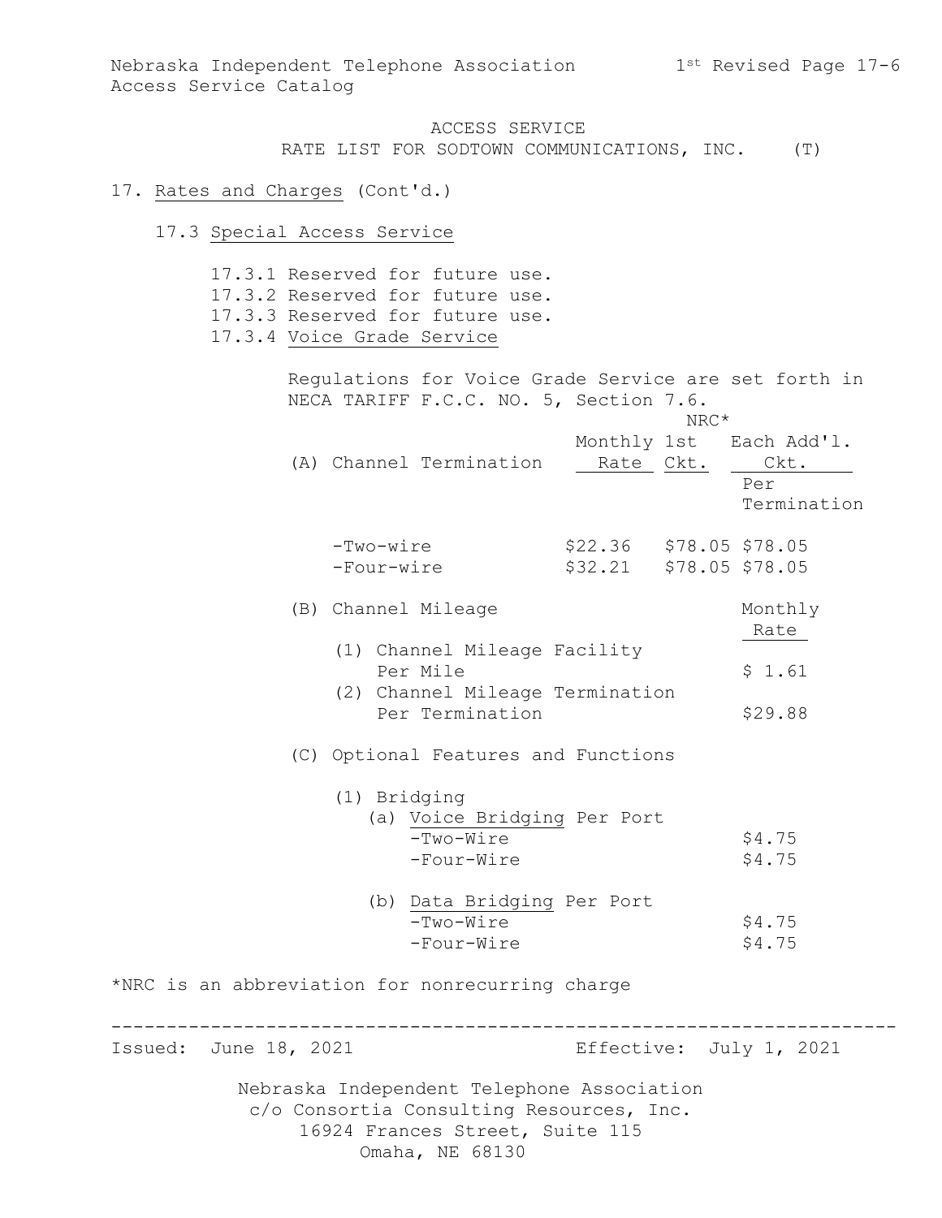ACCESS SERVICE

RATE LIST FOR SODTOWN COMMUNICATIONS, INC. (T)

17. Rates and Charges (Cont'd.)

17.3 Special Access Service

17.3.1 Reserved for future use.
17.3.2 Reserved for future use.
17.3.3 Reserved for future use.
17.3.4 Voice Grade Service

Regulations for Voice Grade Service are set forth in NECA TARIFF F.C.C. NO. 5, Section 7.6.

| (A) Channel Termination | Monthly Rate | NRC* 1st Ckt. | NRC* Each Add'l. Ckt. Per Termination |
|---|---|---|---|
| -Two-wire | $22.36 | $78.05 | $78.05 |
| -Four-wire | $32.21 | $78.05 | $78.05 |

| (B) Channel Mileage | Monthly Rate |
|---|---|
| (1) Channel Mileage Facility Per Mile | $ 1.61 |
| (2) Channel Mileage Termination Per Termination | $29.88 |

(C) Optional Features and Functions

(1) Bridging

| | |
|---|---|
| (a) Voice Bridging Per Port | |
| -Two-Wire | $4.75 |
| -Four-Wire | $4.75 |
| (b) Data Bridging Per Port | |
| -Two-Wire | $4.75 |
| -Four-Wire | $4.75 |

*NRC is an abbreviation for nonrecurring charge

Issued: June 18, 2021 Effective: July 1, 2021

Nebraska Independent Telephone Association
c/o Consortia Consulting Resources, Inc.
16924 Frances Street, Suite 115
Omaha, NE 68130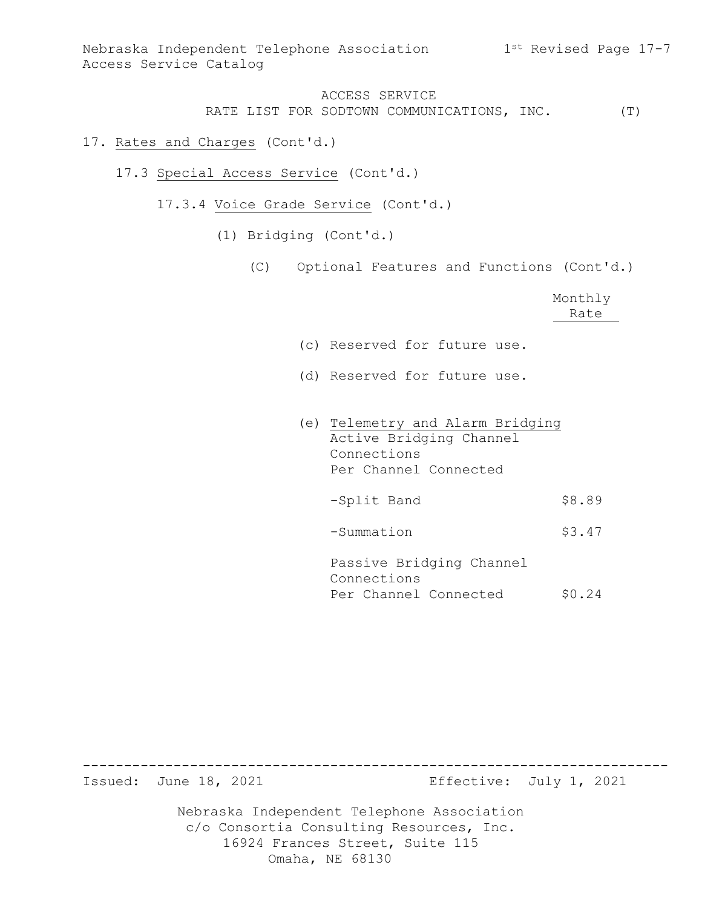ACCESS SERVICE
RATE LIST FOR SODTOWN COMMUNICATIONS, INC. (T)

17. Rates and Charges (Cont'd.)

17.3 Special Access Service (Cont'd.)

17.3.4 Voice Grade Service (Cont'd.)

(1) Bridging (Cont'd.)

(C) Optional Features and Functions (Cont'd.)

| | Monthly Rate |
|---|---|
| (c) Reserved for future use. | |
| (d) Reserved for future use. | |
| (e) Telemetry and Alarm Bridging<br>Active Bridging Channel Connections<br>Per Channel Connected | |
| -Split Band | \$8.89 |
| -Summation | \$3.47 |
| Passive Bridging Channel Connections<br>Per Channel Connected | \$0.24 |

Issued: June 18, 2021 Effective: July 1, 2021

Nebraska Independent Telephone Association
c/o Consortia Consulting Resources, Inc.
16924 Frances Street, Suite 115
Omaha, NE 68130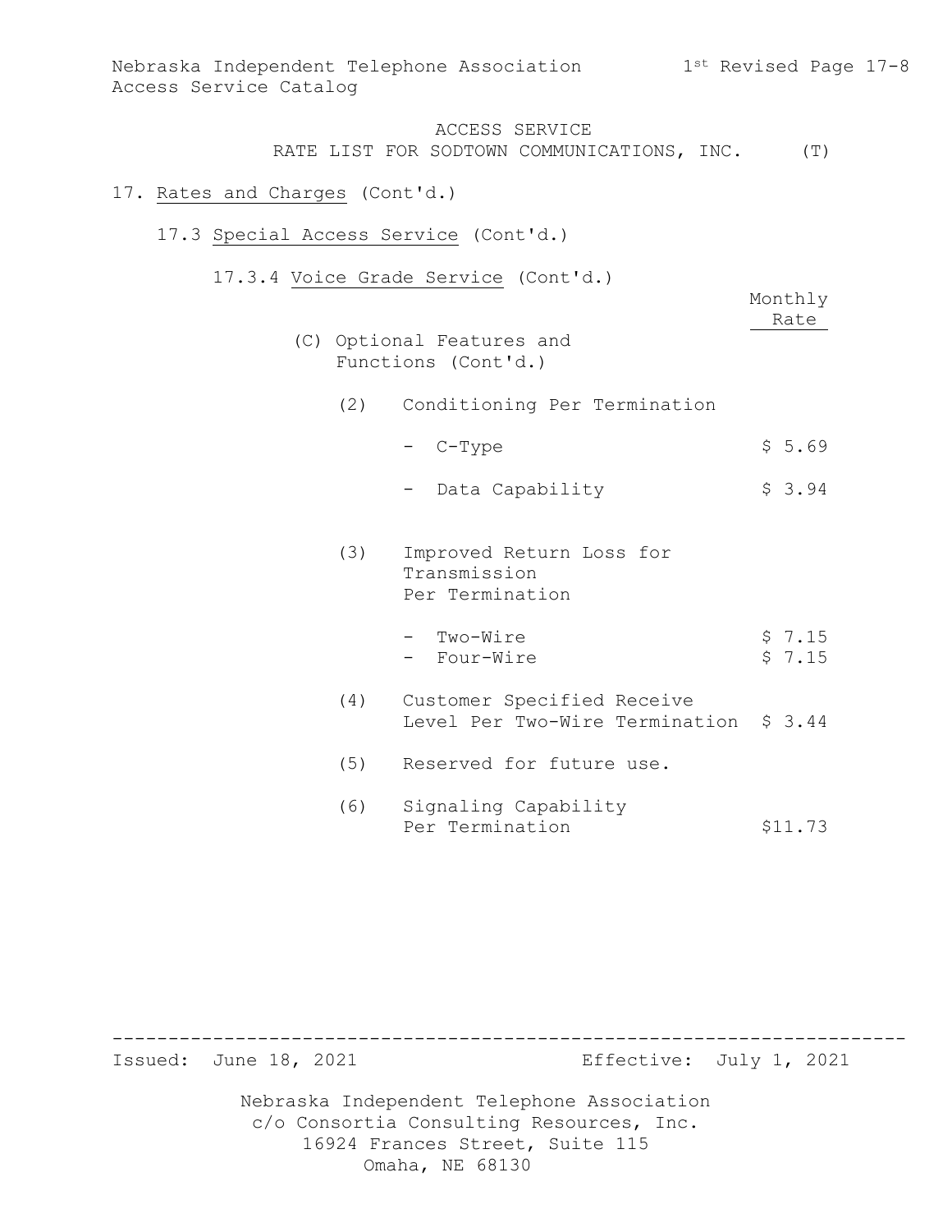ACCESS SERVICE
RATE LIST FOR SODTOWN COMMUNICATIONS, INC. (T)

17. Rates and Charges (Cont'd.)

17.3 Special Access Service (Cont'd.)

17.3.4 Voice Grade Service (Cont'd.)

| | Monthly Rate |
|---|---|
| (C) Optional Features and Functions (Cont'd.) | |
| (2) Conditioning Per Termination | |
| - C-Type | $ 5.69 |
| - Data Capability | $ 3.94 |
| (3) Improved Return Loss for Transmission Per Termination | |
| - Two-Wire | $ 7.15 |
| - Four-Wire | $ 7.15 |
| (4) Customer Specified Receive Level Per Two-Wire Termination | $ 3.44 |
| (5) Reserved for future use. | |
| (6) Signaling Capability Per Termination | $11.73 |

Issued: June 18, 2021 Effective: July 1, 2021

Nebraska Independent Telephone Association
c/o Consortia Consulting Resources, Inc.
16924 Frances Street, Suite 115
Omaha, NE 68130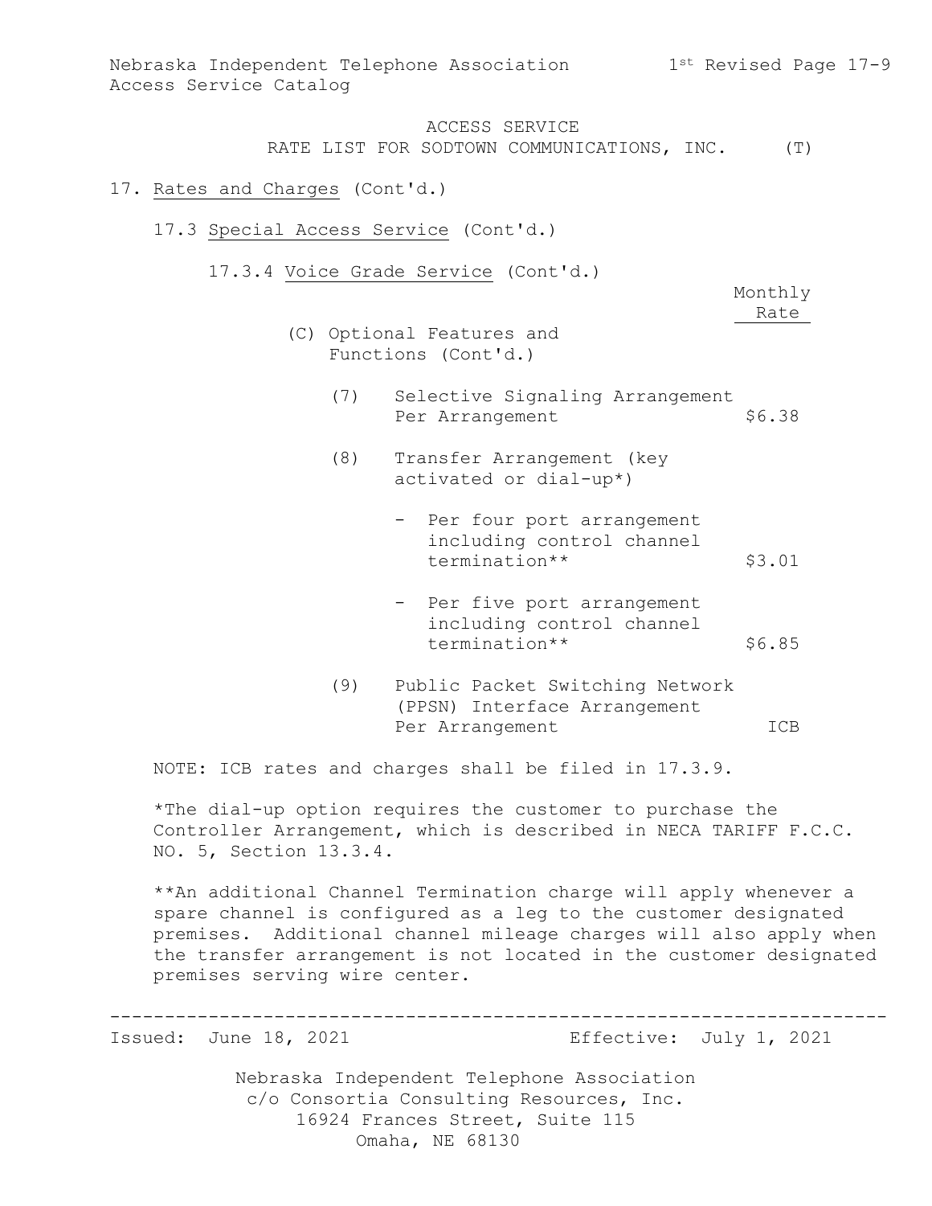ACCESS SERVICE
RATE LIST FOR SODTOWN COMMUNICATIONS, INC. (T)

17. Rates and Charges (Cont'd.)

17.3 Special Access Service (Cont'd.)

17.3.4 Voice Grade Service (Cont'd.)

| | Monthly Rate |
|---|---|
| (C) Optional Features and Functions (Cont'd.) | |
| (7) Selective Signaling Arrangement Per Arrangement | $6.38 |
| (8) Transfer Arrangement (key activated or dial-up*) | |
| - Per four port arrangement including control channel termination** | $3.01 |
| - Per five port arrangement including control channel termination** | $6.85 |
| (9) Public Packet Switching Network (PPSN) Interface Arrangement Per Arrangement | ICB |

NOTE: ICB rates and charges shall be filed in 17.3.9.

*The dial-up option requires the customer to purchase the Controller Arrangement, which is described in NECA TARIFF F.C.C. NO. 5, Section 13.3.4.

**An additional Channel Termination charge will apply whenever a spare channel is configured as a leg to the customer designated premises. Additional channel mileage charges will also apply when the transfer arrangement is not located in the customer designated premises serving wire center.

Issued: June 18, 2021 Effective: July 1, 2021

Nebraska Independent Telephone Association
c/o Consortia Consulting Resources, Inc.
16924 Frances Street, Suite 115
Omaha, NE 68130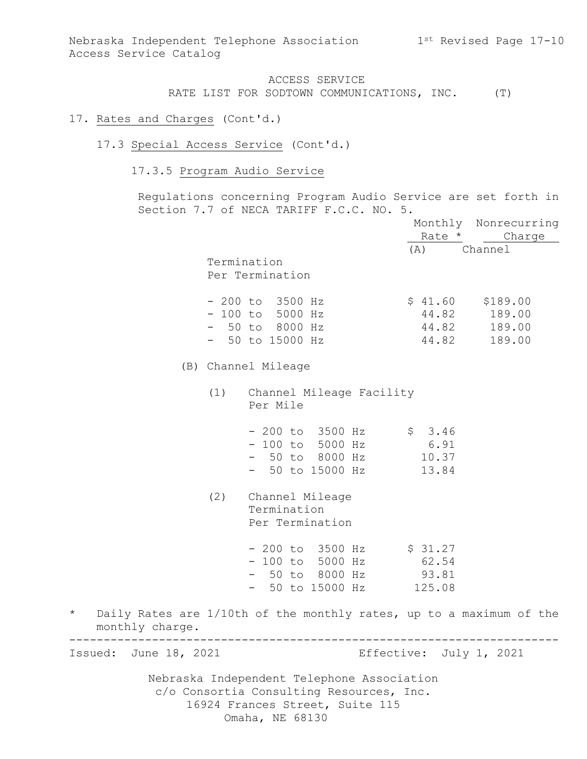ACCESS SERVICE
RATE LIST FOR SODTOWN COMMUNICATIONS, INC. (T)

17. Rates and Charges (Cont'd.)

17.3 Special Access Service (Cont'd.)

17.3.5 Program Audio Service

Regulations concerning Program Audio Service are set forth in Section 7.7 of NECA TARIFF F.C.C. NO. 5.

| | Monthly Rate * | Nonrecurring Charge |
|---|---|---|
| (A) Channel Termination Per Termination | | |
| - 200 to 3500 Hz | $ 41.60 | $189.00 |
| - 100 to 5000 Hz | 44.82 | 189.00 |
| - 50 to 8000 Hz | 44.82 | 189.00 |
| - 50 to 15000 Hz | 44.82 | 189.00 |
| (B) Channel Mileage | | |
| (1) Channel Mileage Facility Per Mile | | |
| - 200 to 3500 Hz | $ 3.46 | |
| - 100 to 5000 Hz | 6.91 | |
| - 50 to 8000 Hz | 10.37 | |
| - 50 to 15000 Hz | 13.84 | |
| (2) Channel Mileage Termination Per Termination | | |
| - 200 to 3500 Hz | $ 31.27 | |
| - 100 to 5000 Hz | 62.54 | |
| - 50 to 8000 Hz | 93.81 | |
| - 50 to 15000 Hz | 125.08 | |

\* Daily Rates are 1/10th of the monthly rates, up to a maximum of the monthly charge.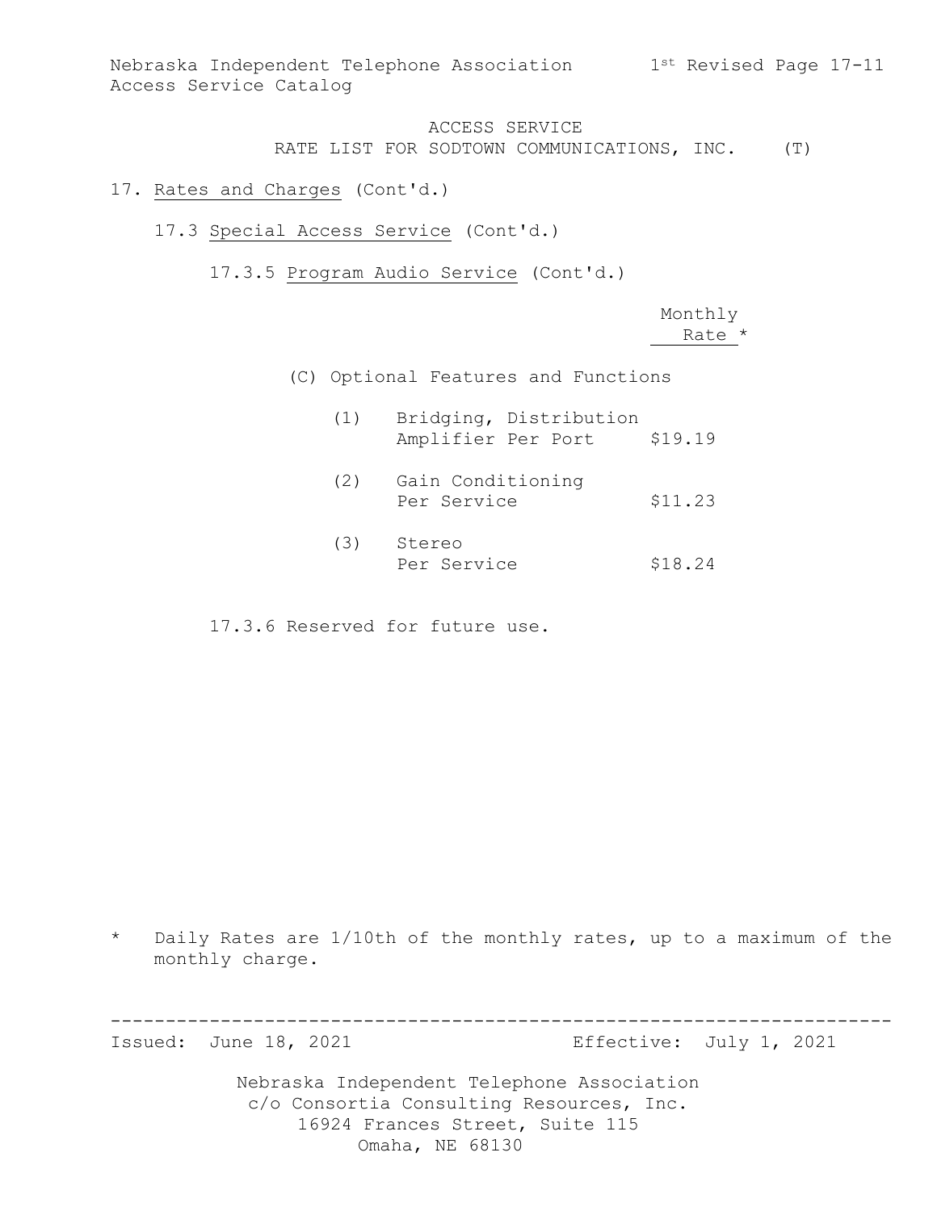ACCESS SERVICE
RATE LIST FOR SODTOWN COMMUNICATIONS, INC. (T)

17. Rates and Charges (Cont'd.)

17.3 Special Access Service (Cont'd.)

17.3.5 Program Audio Service (Cont'd.)

| | | Monthly Rate * |
|---|---|---|
| (C) Optional Features and Functions | | |
| (1) | Bridging, Distribution Amplifier Per Port | $19.19 |
| (2) | Gain Conditioning Per Service | $11.23 |
| (3) | Stereo Per Service | $18.24 |

17.3.6 Reserved for future use.

\* Daily Rates are 1/10th of the monthly rates, up to a maximum of the monthly charge.

Issued: June 18, 2021 Effective: July 1, 2021

Nebraska Independent Telephone Association
c/o Consortia Consulting Resources, Inc.
16924 Frances Street, Suite 115
Omaha, NE 68130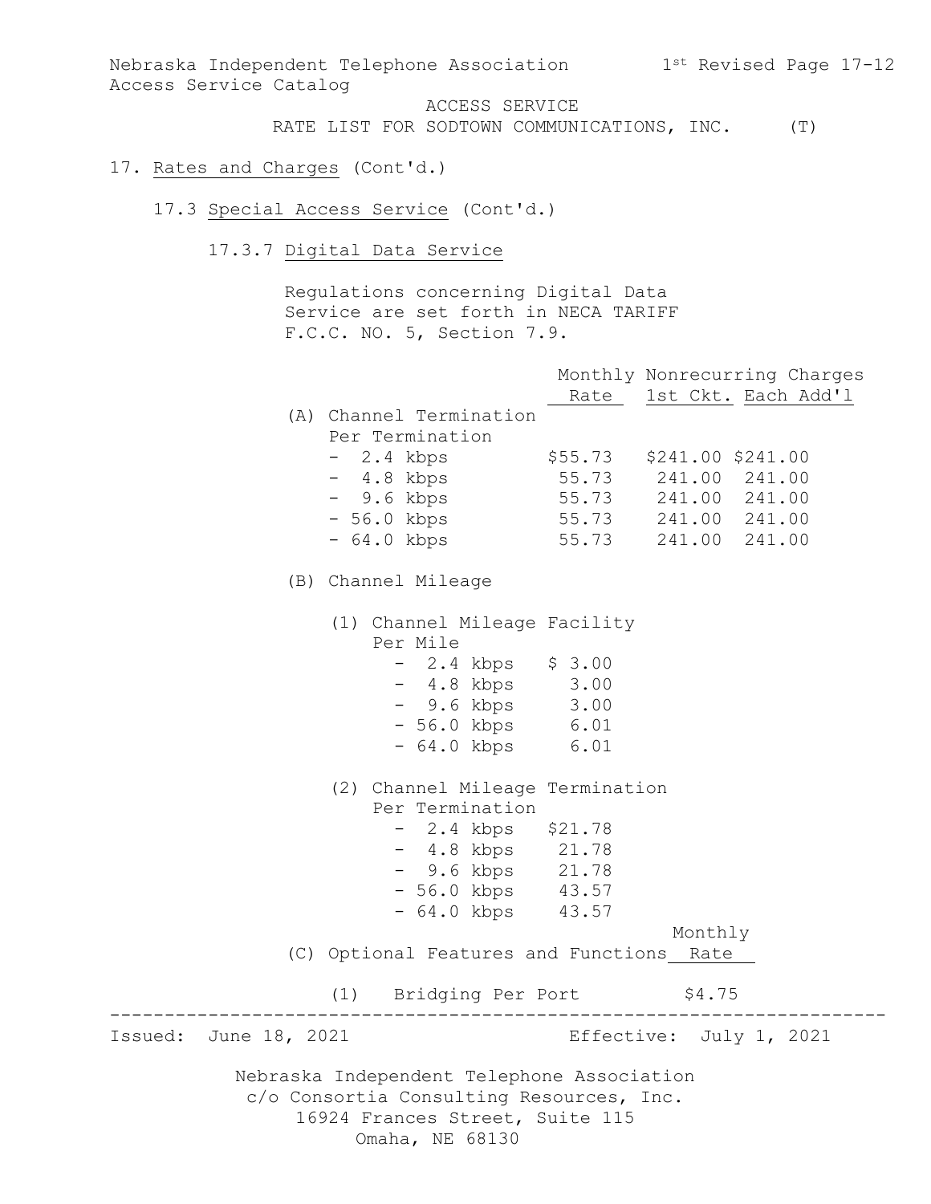ACCESS SERVICE

RATE LIST FOR SODTOWN COMMUNICATIONS, INC. (T)

17. Rates and Charges (Cont'd.)

17.3 Special Access Service (Cont'd.)

17.3.7 Digital Data Service

Regulations concerning Digital Data Service are set forth in NECA TARIFF F.C.C. NO. 5, Section 7.9.

| | Monthly Rate | Nonrecurring Charges 1st Ckt. | Each Add'l |
|---|---|---|---|
| (A) Channel Termination Per Termination | | | |
| - 2.4 kbps | $55.73 | $241.00 | $241.00 |
| - 4.8 kbps | 55.73 | 241.00 | 241.00 |
| - 9.6 kbps | 55.73 | 241.00 | 241.00 |
| - 56.0 kbps | 55.73 | 241.00 | 241.00 |
| - 64.0 kbps | 55.73 | 241.00 | 241.00 |

(B) Channel Mileage

(1) Channel Mileage Facility Per Mile

| | |
|---|---|
| - 2.4 kbps | $ 3.00 |
| - 4.8 kbps | 3.00 |
| - 9.6 kbps | 3.00 |
| - 56.0 kbps | 6.01 |
| - 64.0 kbps | 6.01 |

(2) Channel Mileage Termination Per Termination

| | |
|---|---|
| - 2.4 kbps | $21.78 |
| - 4.8 kbps | 21.78 |
| - 9.6 kbps | 21.78 |
| - 56.0 kbps | 43.57 |
| - 64.0 kbps | 43.57 |

| (C) Optional Features and Functions | Monthly Rate |
|---|---|
| (1) Bridging Per Port | $4.75 |

Issued: June 18, 2021 Effective: July 1, 2021

Nebraska Independent Telephone Association
c/o Consortia Consulting Resources, Inc.
16924 Frances Street, Suite 115
Omaha, NE 68130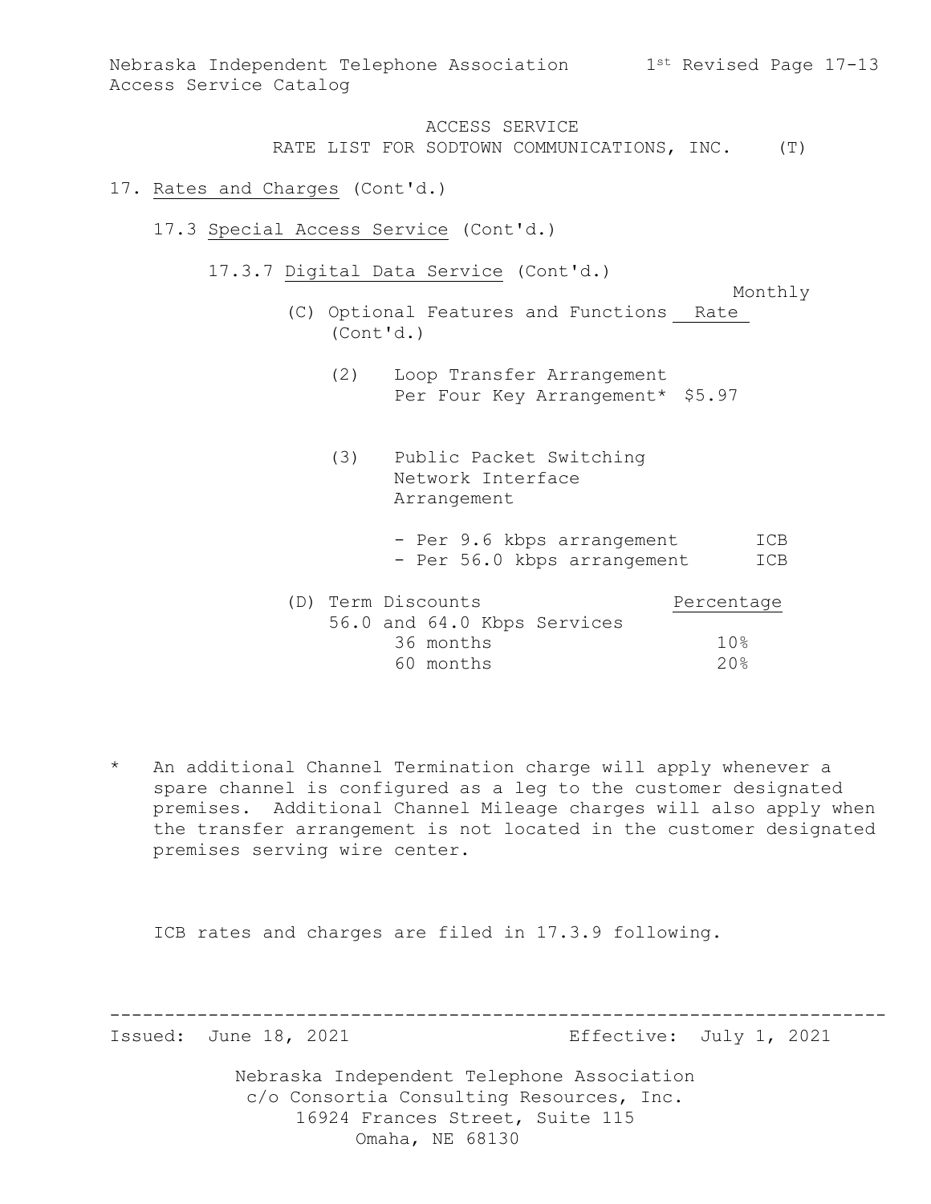ACCESS SERVICE
RATE LIST FOR SODTOWN COMMUNICATIONS, INC. (T)

17. Rates and Charges (Cont'd.)

17.3 Special Access Service (Cont'd.)

17.3.7 Digital Data Service (Cont'd.)

| (C) Optional Features and Functions (Cont'd.) | Monthly Rate |
|---|---|
| (2) Loop Transfer Arrangement Per Four Key Arrangement* | $5.97 |
| (3) Public Packet Switching Network Interface Arrangement | |
| - Per 9.6 kbps arrangement | ICB |
| - Per 56.0 kbps arrangement | ICB |

| (D) Term Discounts | Percentage |
|---|---|
| 56.0 and 64.0 Kbps Services | |
| 36 months | 10% |
| 60 months | 20% |

\* An additional Channel Termination charge will apply whenever a spare channel is configured as a leg to the customer designated premises. Additional Channel Mileage charges will also apply when the transfer arrangement is not located in the customer designated premises serving wire center.

ICB rates and charges are filed in 17.3.9 following.

Issued: June 18, 2021 Effective: July 1, 2021

Nebraska Independent Telephone Association
c/o Consortia Consulting Resources, Inc.
16924 Frances Street, Suite 115
Omaha, NE 68130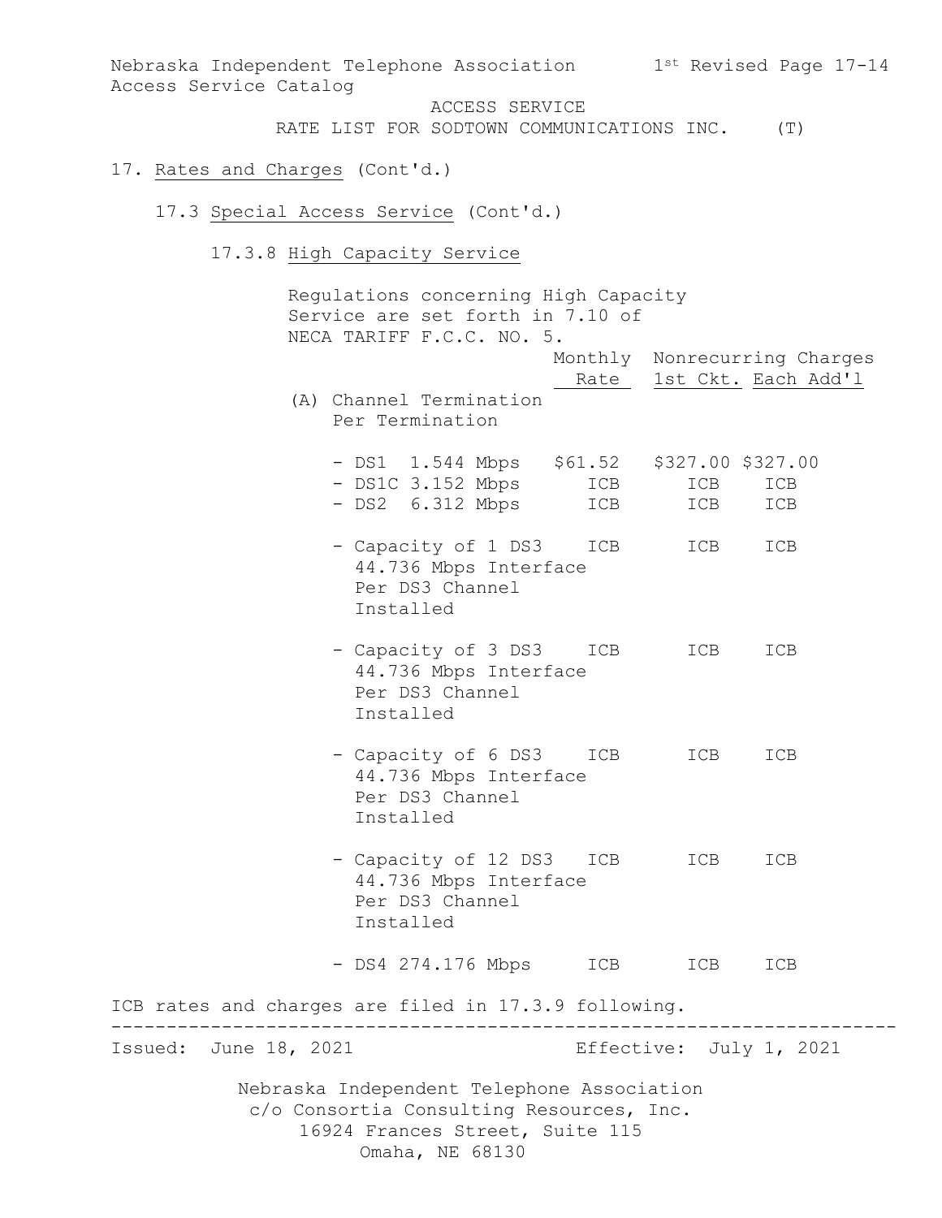Nebraska Independent Telephone Association
Access Service Catalog

1st Revised Page 17-14

ACCESS SERVICE
RATE LIST FOR SODTOWN COMMUNICATIONS INC. (T)

17. Rates and Charges (Cont'd.)

17.3 Special Access Service (Cont'd.)

17.3.8 High Capacity Service

Regulations concerning High Capacity Service are set forth in 7.10 of NECA TARIFF F.C.C. NO. 5.

| | Monthly Rate | Nonrecurring Charges 1st Ckt. | Each Add'l |
|---|---|---|---|
| (A) Channel Termination Per Termination | | | |
| - DS1 1.544 Mbps | $61.52 | $327.00 | $327.00 |
| - DS1C 3.152 Mbps | ICB | ICB | ICB |
| - DS2 6.312 Mbps | ICB | ICB | ICB |
| - Capacity of 1 DS3 44.736 Mbps Interface Per DS3 Channel Installed | ICB | ICB | ICB |
| - Capacity of 3 DS3 44.736 Mbps Interface Per DS3 Channel Installed | ICB | ICB | ICB |
| - Capacity of 6 DS3 44.736 Mbps Interface Per DS3 Channel Installed | ICB | ICB | ICB |
| - Capacity of 12 DS3 44.736 Mbps Interface Per DS3 Channel Installed | ICB | ICB | ICB |
| - DS4 274.176 Mbps | ICB | ICB | ICB |

ICB rates and charges are filed in 17.3.9 following.

Issued: June 18, 2021 Effective: July 1, 2021

Nebraska Independent Telephone Association
c/o Consortia Consulting Resources, Inc.
16924 Frances Street, Suite 115
Omaha, NE 68130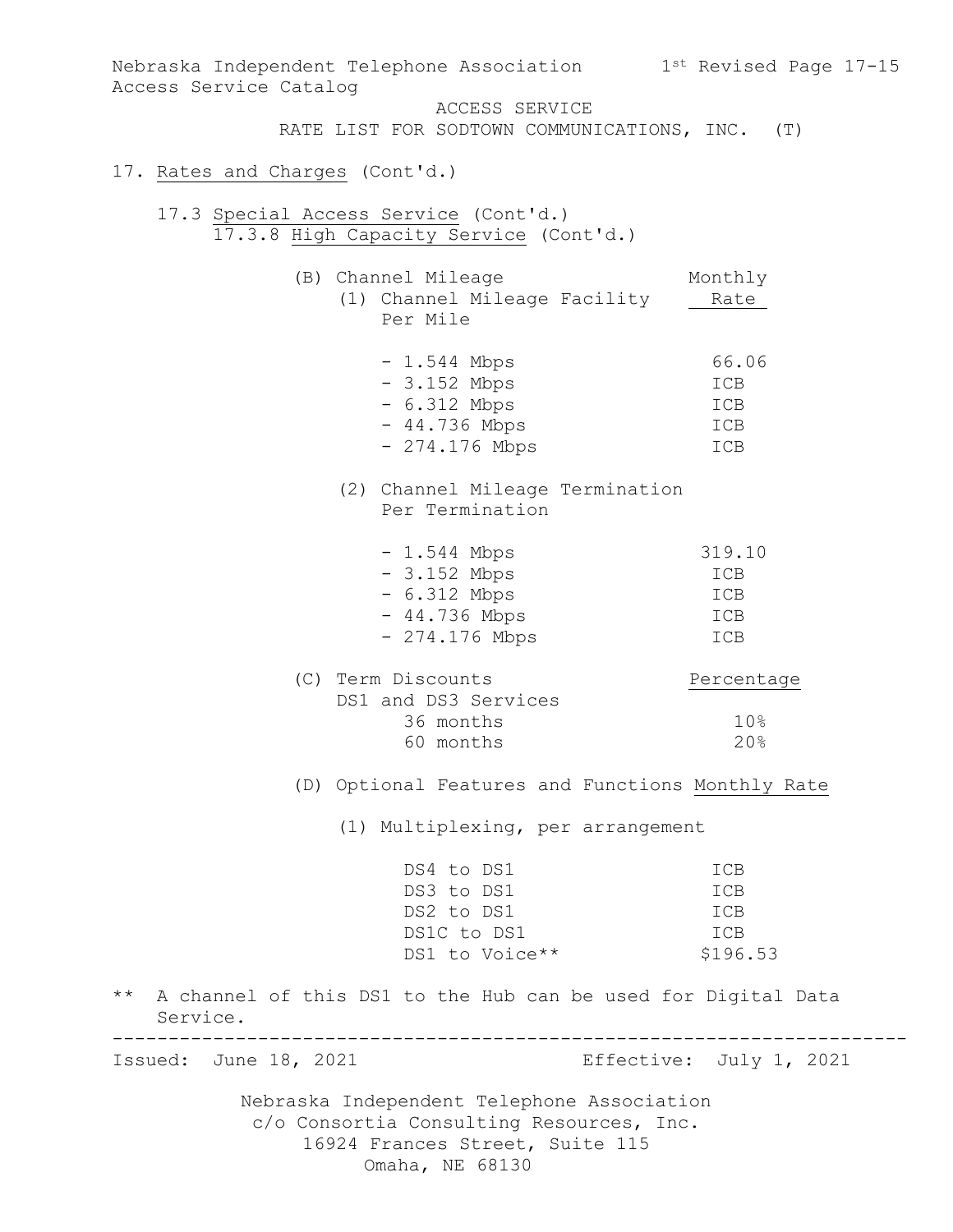ACCESS SERVICE

RATE LIST FOR SODTOWN COMMUNICATIONS, INC. (T)

17. Rates and Charges (Cont'd.)

17.3 Special Access Service (Cont'd.)

17.3.8 High Capacity Service (Cont'd.)

(B) Channel Mileage

| | Monthly Rate |
|---|---|
| (1) Channel Mileage Facility Per Mile | |
| - 1.544 Mbps | 66.06 |
| - 3.152 Mbps | ICB |
| - 6.312 Mbps | ICB |
| - 44.736 Mbps | ICB |
| - 274.176 Mbps | ICB |
| (2) Channel Mileage Termination Per Termination | |
| - 1.544 Mbps | 319.10 |
| - 3.152 Mbps | ICB |
| - 6.312 Mbps | ICB |
| - 44.736 Mbps | ICB |
| - 274.176 Mbps | ICB |

(C) Term Discounts

| DS1 and DS3 Services | Percentage |
|---|---|
| 36 months | 10% |
| 60 months | 20% |

(D) Optional Features and Functions

| (1) Multiplexing, per arrangement | Monthly Rate |
|---|---|
| DS4 to DS1 | ICB |
| DS3 to DS1 | ICB |
| DS2 to DS1 | ICB |
| DS1C to DS1 | ICB |
| DS1 to Voice** | $196.53 |

** A channel of this DS1 to the Hub can be used for Digital Data Service.

Issued: June 18, 2021 Effective: July 1, 2021

Nebraska Independent Telephone Association
c/o Consortia Consulting Resources, Inc.
16924 Frances Street, Suite 115
Omaha, NE 68130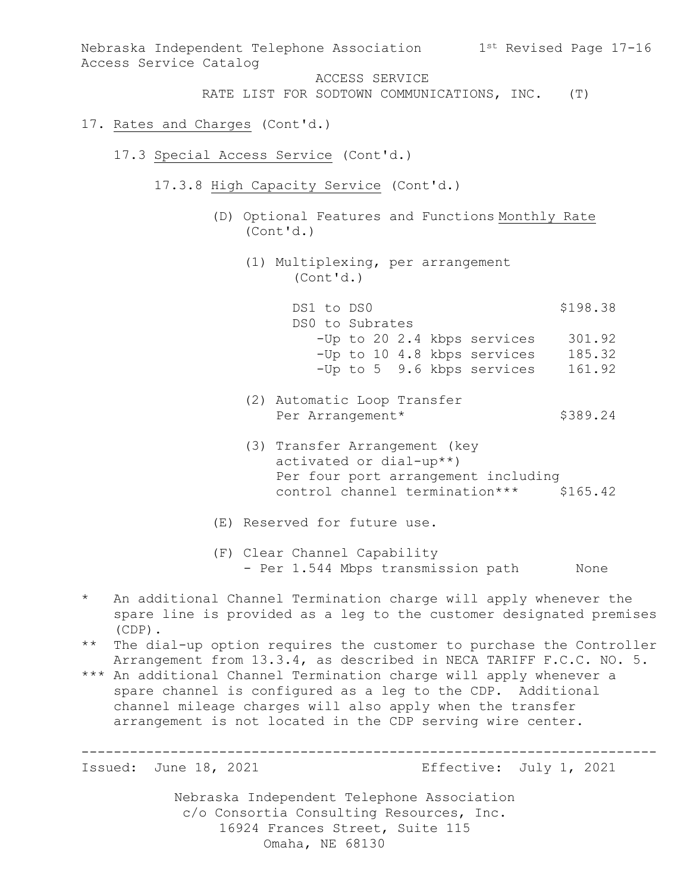ACCESS SERVICE
RATE LIST FOR SODTOWN COMMUNICATIONS, INC. (T)

17. Rates and Charges (Cont'd.)

17.3 Special Access Service (Cont'd.)

17.3.8 High Capacity Service (Cont'd.)

(D) Optional Features and Functions (Cont'd.)

| | Monthly Rate |
|---|---|
| (1) Multiplexing, per arrangement (Cont'd.) | |
| DS1 to DS0 | $198.38 |
| DS0 to Subrates | |
| -Up to 20 2.4 kbps services | 301.92 |
| -Up to 10 4.8 kbps services | 185.32 |
| -Up to 5 9.6 kbps services | 161.92 |
| (2) Automatic Loop Transfer Per Arrangement* | $389.24 |
| (3) Transfer Arrangement (key activated or dial-up**) Per four port arrangement including control channel termination*** | $165.42 |

(E) Reserved for future use.

| | |
|---|---|
| (F) Clear Channel Capability - Per 1.544 Mbps transmission path | None |

\* An additional Channel Termination charge will apply whenever the spare line is provided as a leg to the customer designated premises (CDP).

** The dial-up option requires the customer to purchase the Controller Arrangement from 13.3.4, as described in NECA TARIFF F.C.C. NO. 5.

*** An additional Channel Termination charge will apply whenever a spare channel is configured as a leg to the CDP. Additional channel mileage charges will also apply when the transfer arrangement is not located in the CDP serving wire center.

Issued: June 18, 2021 Effective: July 1, 2021

Nebraska Independent Telephone Association
c/o Consortia Consulting Resources, Inc.
16924 Frances Street, Suite 115
Omaha, NE 68130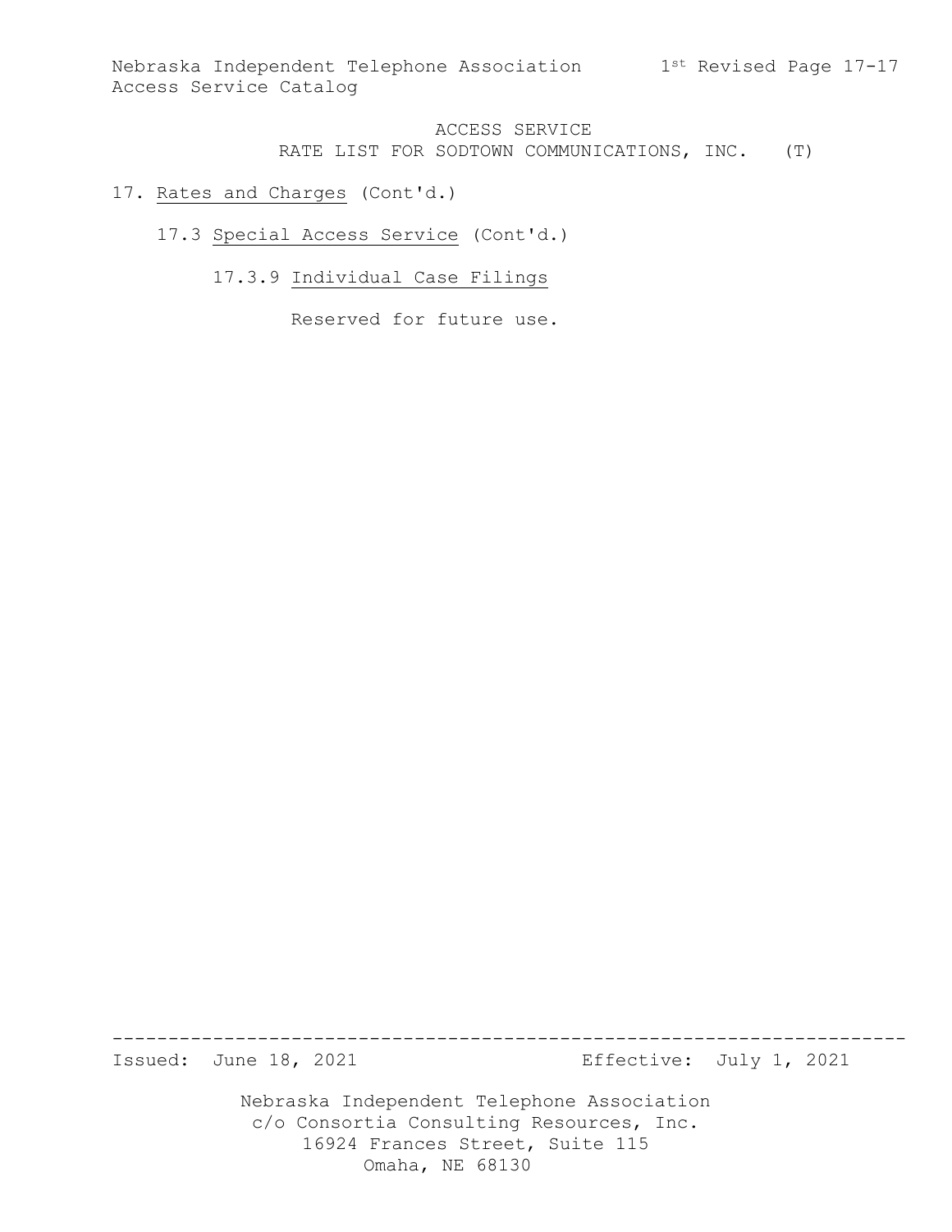ACCESS SERVICE

RATE LIST FOR SODTOWN COMMUNICATIONS, INC. (T)

17. Rates and Charges (Cont'd.)

17.3 Special Access Service (Cont'd.)

17.3.9 Individual Case Filings

Reserved for future use.

Issued: June 18, 2021 Effective: July 1, 2021

Nebraska Independent Telephone Association
c/o Consortia Consulting Resources, Inc.
16924 Frances Street, Suite 115
Omaha, NE 68130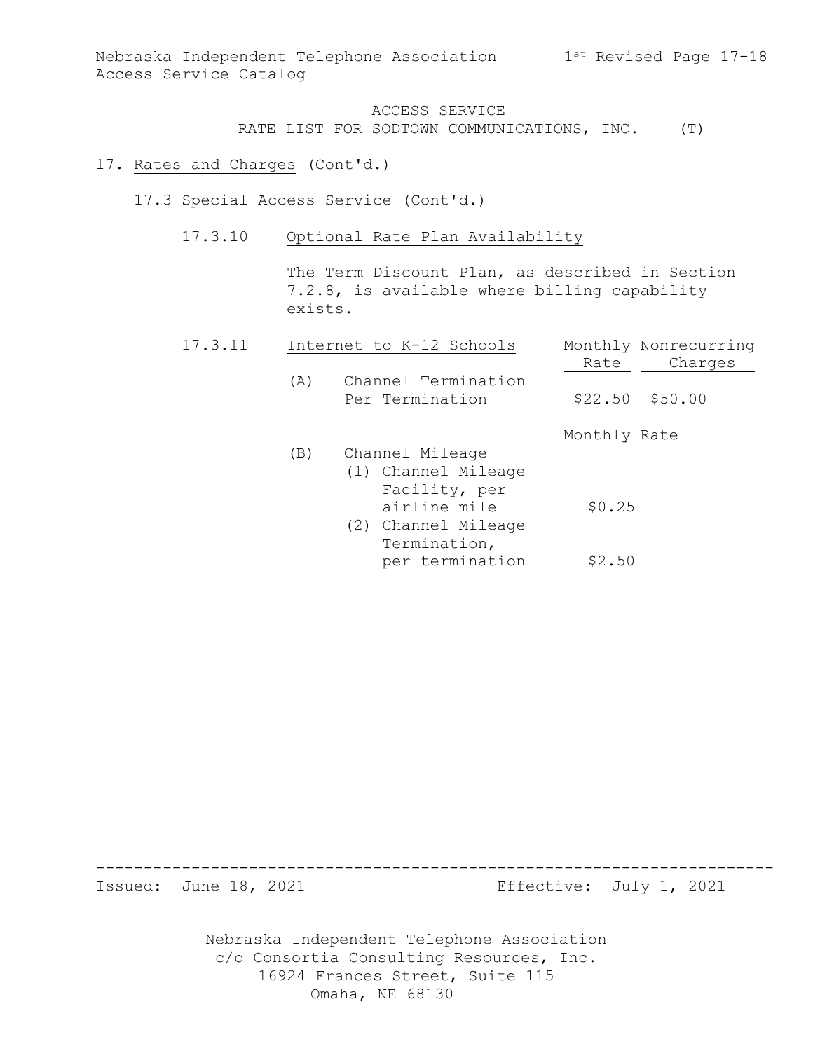ACCESS SERVICE

RATE LIST FOR SODTOWN COMMUNICATIONS, INC. (T)

17. Rates and Charges (Cont'd.)

17.3 Special Access Service (Cont'd.)

17.3.10 Optional Rate Plan Availability

The Term Discount Plan, as described in Section 7.2.8, is available where billing capability exists.

17.3.11 Internet to K-12 Schools

| | Monthly Rate | Nonrecurring Charges |
|---|---|---|
| (A) Channel Termination Per Termination | \$22.50 | \$50.00 |

| | Monthly Rate |
|---|---|
| (B) Channel Mileage | |
| (1) Channel Mileage Facility, per airline mile | \$0.25 |
| (2) Channel Mileage Termination, per termination | \$2.50 |

Issued: June 18, 2021 Effective: July 1, 2021

Nebraska Independent Telephone Association
c/o Consortia Consulting Resources, Inc.
16924 Frances Street, Suite 115
Omaha, NE 68130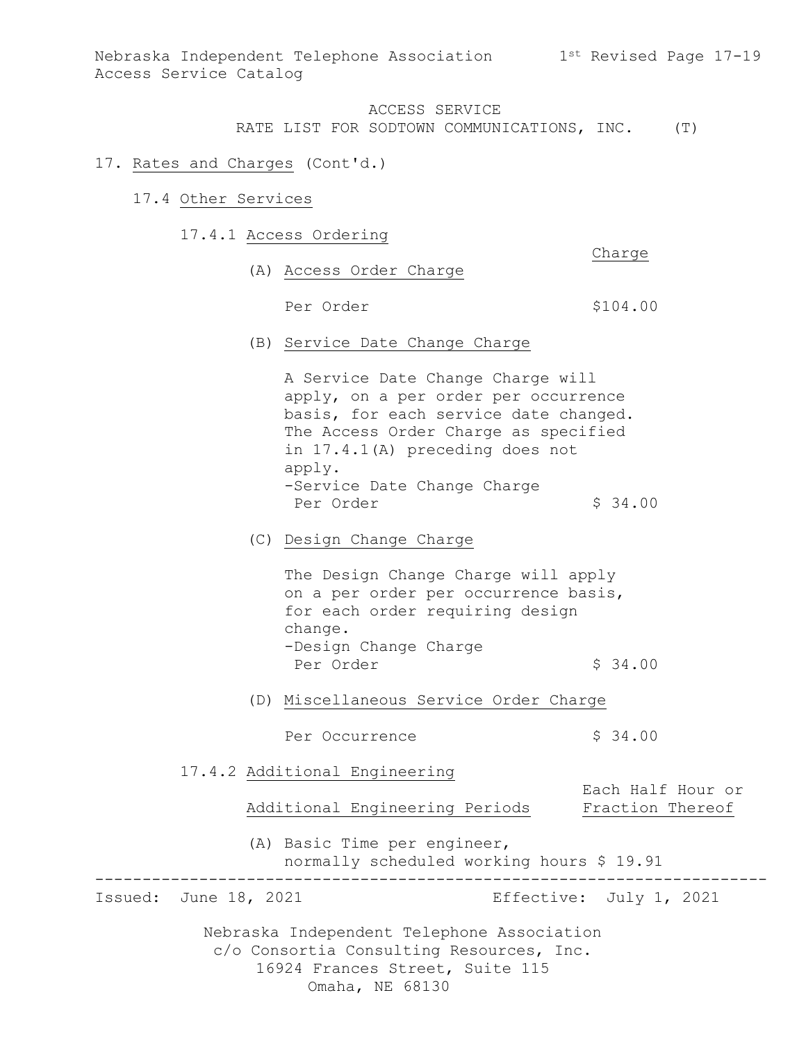ACCESS SERVICE
RATE LIST FOR SODTOWN COMMUNICATIONS, INC. (T)

17. Rates and Charges (Cont'd.)

17.4 Other Services

17.4.1 Access Ordering

| | Charge |
|---|---|
| (A) Access Order Charge | |
| Per Order | $104.00 |

(B) Service Date Change Charge

A Service Date Change Charge will apply, on a per order per occurrence basis, for each service date changed. The Access Order Charge as specified in 17.4.1(A) preceding does not apply.

| | |
|---|---|
| -Service Date Change Charge Per Order | $ 34.00 |

(C) Design Change Charge

The Design Change Charge will apply on a per order per occurrence basis, for each order requiring design change.

| | |
|---|---|
| -Design Change Charge Per Order | $ 34.00 |

(D) Miscellaneous Service Order Charge

| | |
|---|---|
| Per Occurrence | $ 34.00 |

17.4.2 Additional Engineering

| Additional Engineering Periods | Each Half Hour or Fraction Thereof |
|---|---|
| (A) Basic Time per engineer, normally scheduled working hours | $ 19.91 |

Issued: June 18, 2021 Effective: July 1, 2021

Nebraska Independent Telephone Association
c/o Consortia Consulting Resources, Inc.
16924 Frances Street, Suite 115
Omaha, NE 68130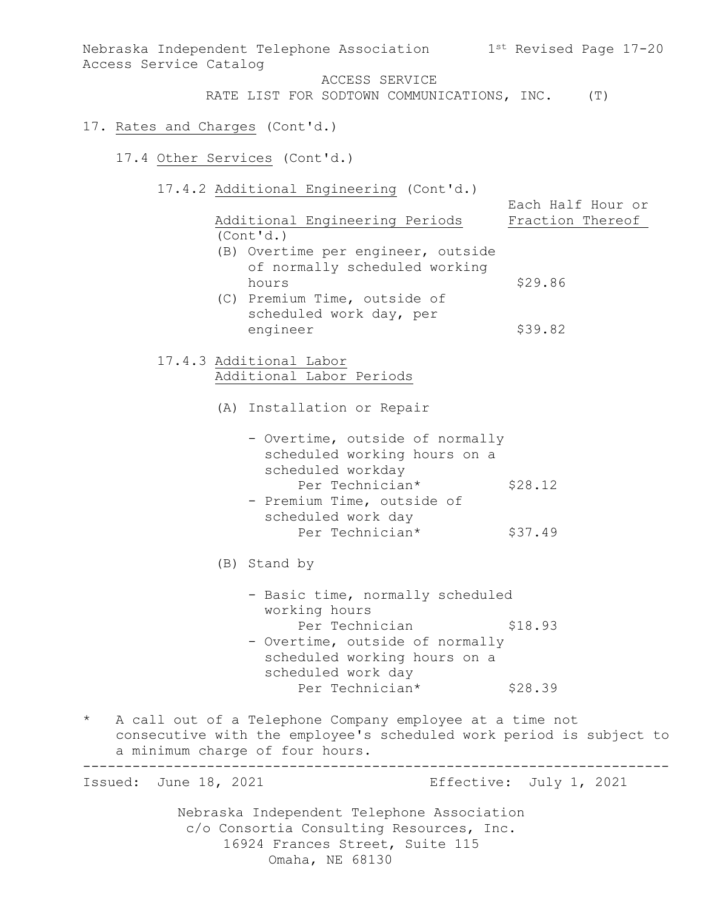ACCESS SERVICE
RATE LIST FOR SODTOWN COMMUNICATIONS, INC. (T)

17. Rates and Charges (Cont'd.)

17.4 Other Services (Cont'd.)

17.4.2 Additional Engineering (Cont'd.)

| Additional Engineering Periods (Cont'd.) | Each Half Hour or Fraction Thereof |
|---|---|
| (B) Overtime per engineer, outside of normally scheduled working hours | $29.86 |
| (C) Premium Time, outside of scheduled work day, per engineer | $39.82 |

17.4.3 Additional Labor

Additional Labor Periods

(A) Installation or Repair

| | |
|---|---|
| - Overtime, outside of normally scheduled working hours on a scheduled workday Per Technician* | $28.12 |
| - Premium Time, outside of scheduled work day Per Technician* | $37.49 |

(B) Stand by

| | |
|---|---|
| - Basic time, normally scheduled working hours Per Technician | $18.93 |
| - Overtime, outside of normally scheduled working hours on a scheduled work day Per Technician* | $28.39 |

\* A call out of a Telephone Company employee at a time not consecutive with the employee's scheduled work period is subject to a minimum charge of four hours.

Issued: June 18, 2021 Effective: July 1, 2021

Nebraska Independent Telephone Association
c/o Consortia Consulting Resources, Inc.
16924 Frances Street, Suite 115
Omaha, NE 68130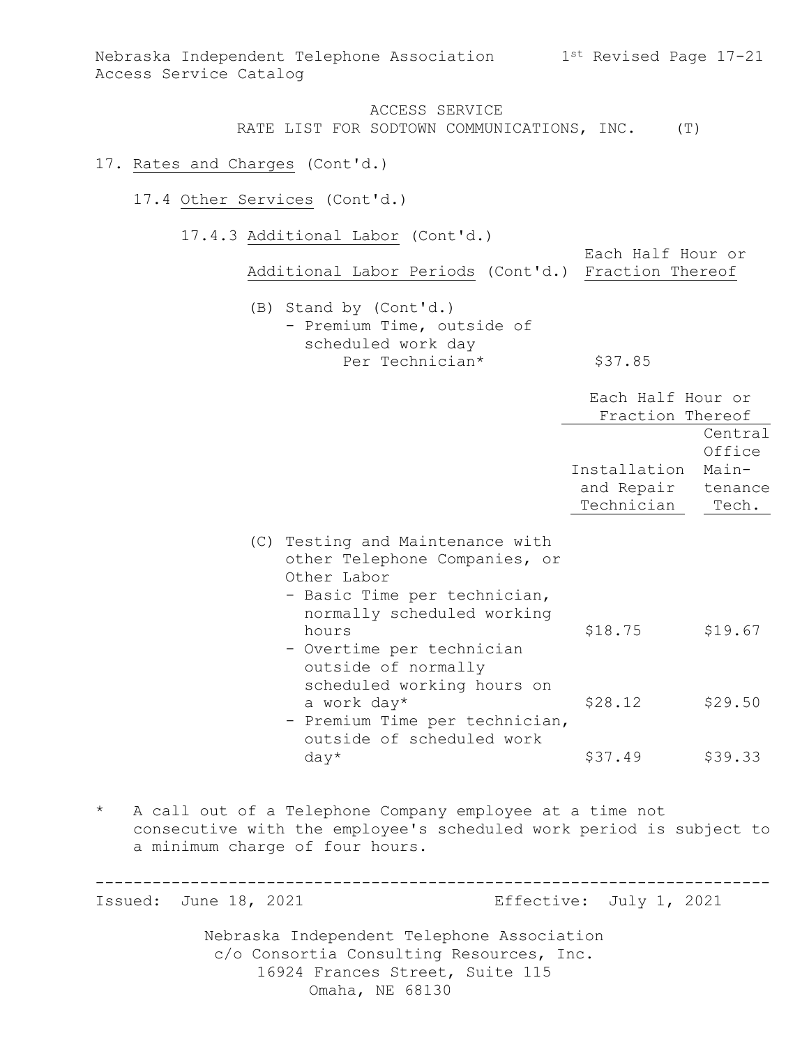ACCESS SERVICE

RATE LIST FOR SODTOWN COMMUNICATIONS, INC. (T)

17. Rates and Charges (Cont'd.)

17.4 Other Services (Cont'd.)

17.4.3 Additional Labor (Cont'd.)

| Additional Labor Periods (Cont'd.) | Each Half Hour or Fraction Thereof |
|---|---|
| (B) Stand by (Cont'd.) | |
| - Premium Time, outside of scheduled work day Per Technician* | $37.85 |

| | Each Half Hour or Fraction Thereof | |
|---|---|---|
| | Installation and Repair Technician | Central Office Maintenance Tech. |
| (C) Testing and Maintenance with other Telephone Companies, or Other Labor | | |
| - Basic Time per technician, normally scheduled working hours | $18.75 | $19.67 |
| - Overtime per technician outside of normally scheduled working hours on a work day* | $28.12 | $29.50 |
| - Premium Time per technician, outside of scheduled work day* | $37.49 | $39.33 |

\* A call out of a Telephone Company employee at a time not consecutive with the employee's scheduled work period is subject to a minimum charge of four hours.

Issued: June 18, 2021 Effective: July 1, 2021

Nebraska Independent Telephone Association
c/o Consortia Consulting Resources, Inc.
16924 Frances Street, Suite 115
Omaha, NE 68130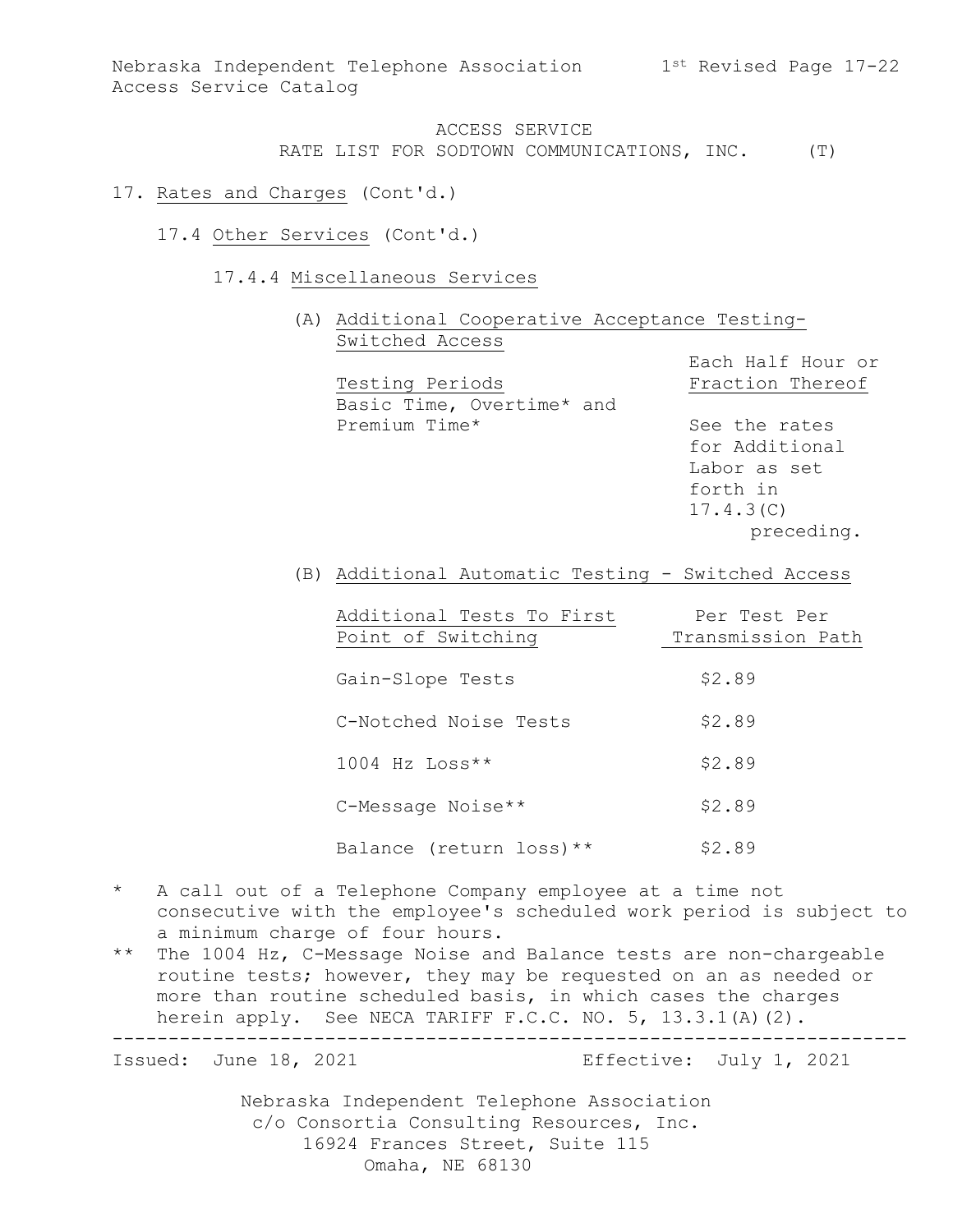ACCESS SERVICE

RATE LIST FOR SODTOWN COMMUNICATIONS, INC. (T)

17. Rates and Charges (Cont'd.)

17.4 Other Services (Cont'd.)

17.4.4 Miscellaneous Services

(A) Additional Cooperative Acceptance Testing-Switched Access

| Testing Periods | Each Half Hour or Fraction Thereof |
|---|---|
| Basic Time, Overtime* and Premium Time* | See the rates for Additional Labor as set forth in 17.4.3(C) preceding. |

(B) Additional Automatic Testing - Switched Access

| Additional Tests To First Point of Switching | Per Test Per Transmission Path |
|---|---|
| Gain-Slope Tests | $2.89 |
| C-Notched Noise Tests | $2.89 |
| 1004 Hz Loss** | $2.89 |
| C-Message Noise** | $2.89 |
| Balance (return loss)** | $2.89 |

\* A call out of a Telephone Company employee at a time not consecutive with the employee's scheduled work period is subject to a minimum charge of four hours.

\*\* The 1004 Hz, C-Message Noise and Balance tests are non-chargeable routine tests; however, they may be requested on an as needed or more than routine scheduled basis, in which cases the charges herein apply. See NECA TARIFF F.C.C. NO. 5, 13.3.1(A)(2).

Issued: June 18, 2021 Effective: July 1, 2021

Nebraska Independent Telephone Association
c/o Consortia Consulting Resources, Inc.
16924 Frances Street, Suite 115
Omaha, NE 68130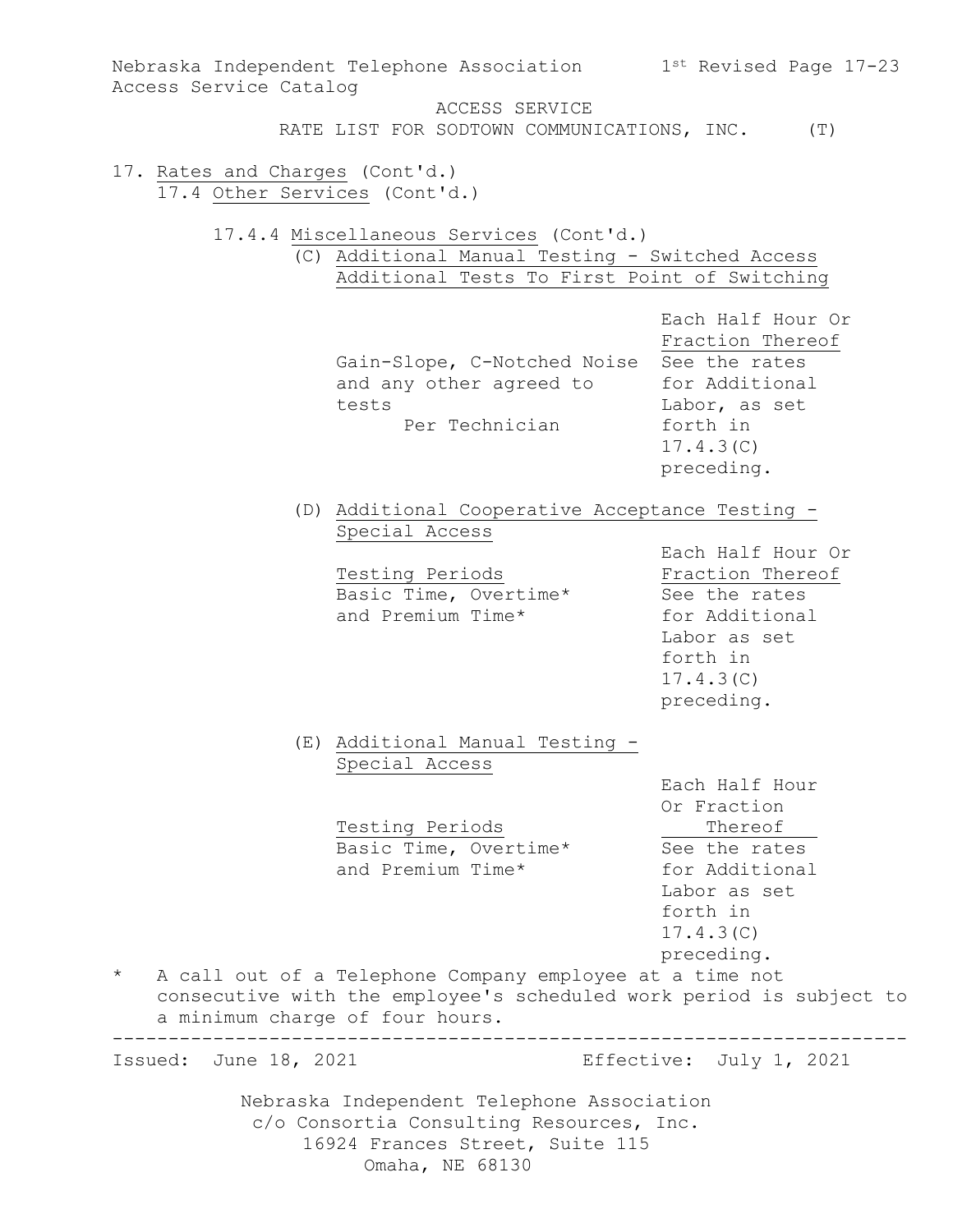ACCESS SERVICE

RATE LIST FOR SODTOWN COMMUNICATIONS, INC. (T)

17. Rates and Charges (Cont'd.)

17.4 Other Services (Cont'd.)

17.4.4 Miscellaneous Services (Cont'd.)

(C) Additional Manual Testing - Switched Access Additional Tests To First Point of Switching

| | Each Half Hour Or Fraction Thereof |
|---|---|
| Gain-Slope, C-Notched Noise and any other agreed to tests Per Technician | See the rates for Additional Labor, as set forth in 17.4.3(C) preceding. |

(D) Additional Cooperative Acceptance Testing - Special Access

| Testing Periods | Each Half Hour Or Fraction Thereof |
|---|---|
| Basic Time, Overtime* and Premium Time* | See the rates for Additional Labor as set forth in 17.4.3(C) preceding. |

(E) Additional Manual Testing - Special Access

| Testing Periods | Each Half Hour Or Fraction Thereof |
|---|---|
| Basic Time, Overtime* and Premium Time* | See the rates for Additional Labor as set forth in 17.4.3(C) preceding. |

* A call out of a Telephone Company employee at a time not consecutive with the employee's scheduled work period is subject to a minimum charge of four hours.

Issued: June 18, 2021 Effective: July 1, 2021

Nebraska Independent Telephone Association
c/o Consortia Consulting Resources, Inc.
16924 Frances Street, Suite 115
Omaha, NE 68130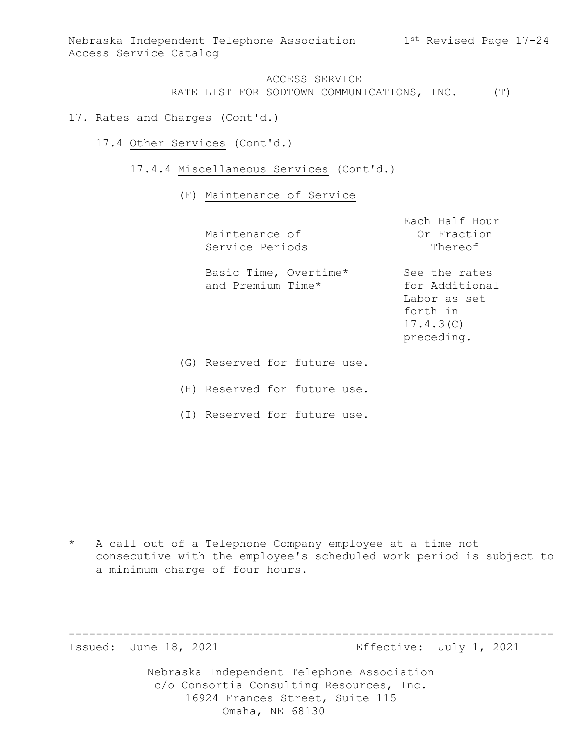ACCESS SERVICE

RATE LIST FOR SODTOWN COMMUNICATIONS, INC. (T)

17. Rates and Charges (Cont'd.)

17.4 Other Services (Cont'd.)

17.4.4 Miscellaneous Services (Cont'd.)

(F) Maintenance of Service

| Maintenance of Service Periods | Each Half Hour Or Fraction Thereof |
|---|---|
| Basic Time, Overtime* and Premium Time* | See the rates for Additional Labor as set forth in 17.4.3(C) preceding. |

(G) Reserved for future use.

(H) Reserved for future use.

(I) Reserved for future use.

\* A call out of a Telephone Company employee at a time not consecutive with the employee's scheduled work period is subject to a minimum charge of four hours.

Issued: June 18, 2021 Effective: July 1, 2021

Nebraska Independent Telephone Association
c/o Consortia Consulting Resources, Inc.
16924 Frances Street, Suite 115
Omaha, NE 68130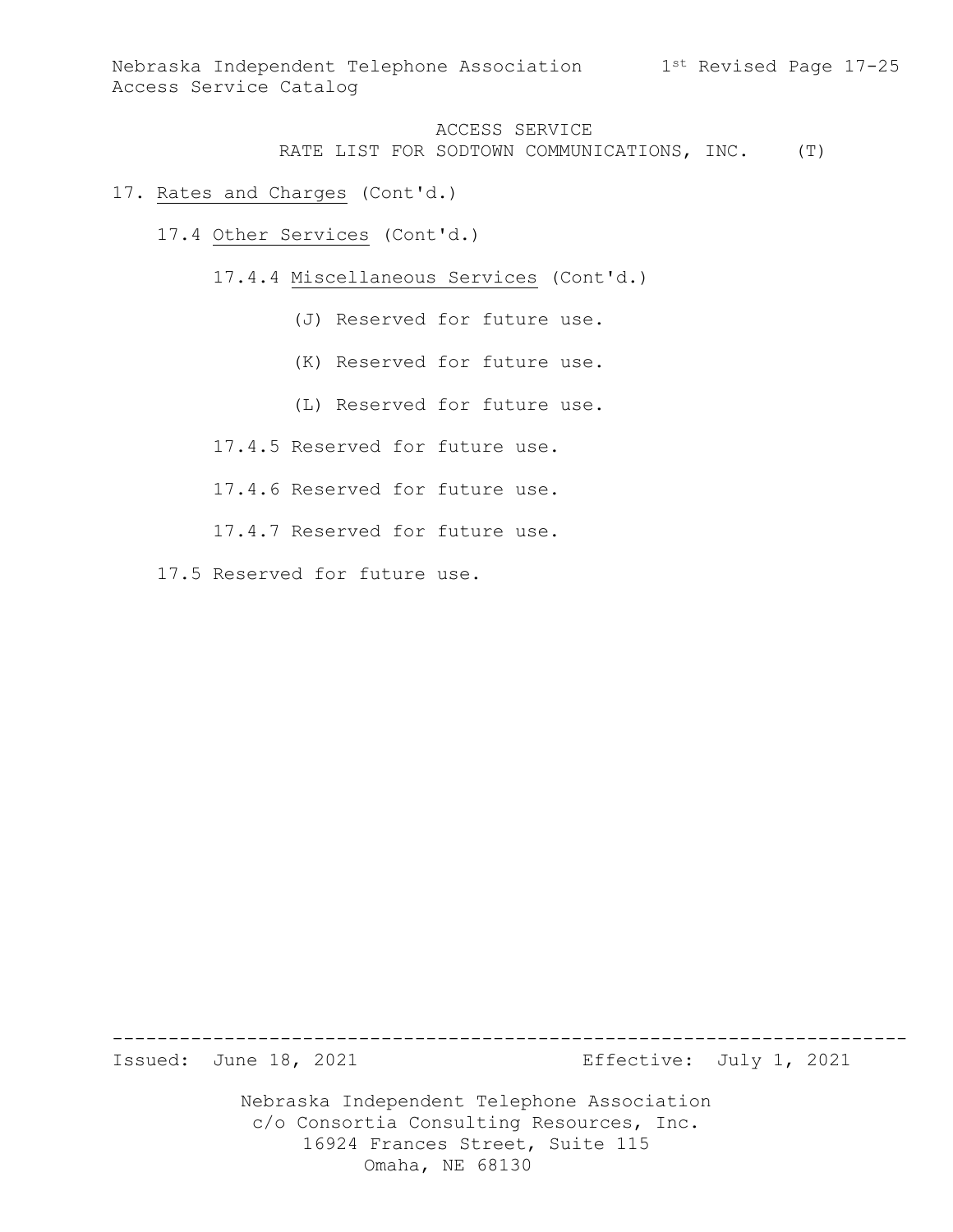ACCESS SERVICE

RATE LIST FOR SODTOWN COMMUNICATIONS, INC. (T)

17. Rates and Charges (Cont'd.)

17.4 Other Services (Cont'd.)

17.4.4 Miscellaneous Services (Cont'd.)

(J) Reserved for future use.

(K) Reserved for future use.

(L) Reserved for future use.

17.4.5 Reserved for future use.

17.4.6 Reserved for future use.

17.4.7 Reserved for future use.

17.5 Reserved for future use.

Issued: June 18, 2021 Effective: July 1, 2021

Nebraska Independent Telephone Association
c/o Consortia Consulting Resources, Inc.
16924 Frances Street, Suite 115
Omaha, NE 68130